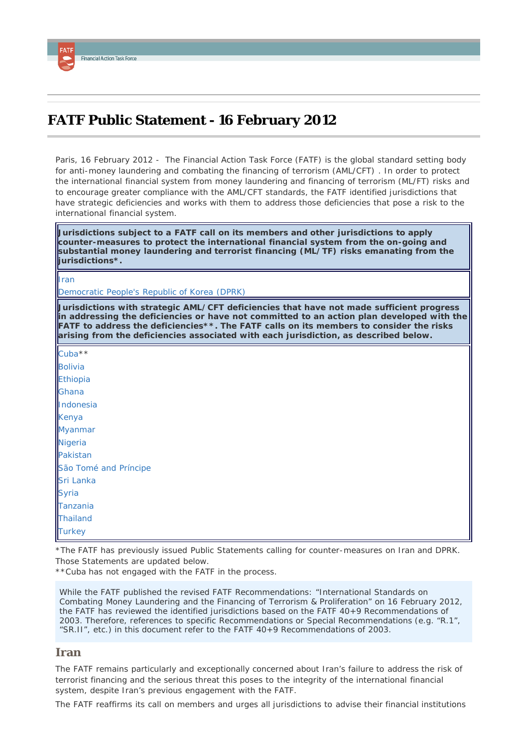# FATF Public Statement - 16 February 2012

Paris, 16 February 2012 - The Financial Action Task Force (FATF) is the global standard setting body for anti-money laundering and combating the financing of terrorism (AML/CFT) . In order to protect the international financial system from money laundering and financing of terrorism (ML/FT) risks and to encourage greater compliance with the AML/CFT standards, the FATF identified jurisdictions that have strategic deficiencies and works with them to address those deficiencies that pose a risk to the international financial system.

| **Jurisdictions subject to a FATF call on its members and other jurisdictions to apply counter-measures to protect the international financial system from the on-going and substantial money laundering and terrorist financing (ML/TF) risks emanating from the jurisdictions*.** |
|---|
| Iran<br>Democratic People's Republic of Korea (DPRK) |
| **Jurisdictions with strategic AML/CFT deficiencies that have not made sufficient progress in addressing the deficiencies or have not committed to an action plan developed with the FATF to address the deficiencies**. The FATF calls on its members to consider the risks arising from the deficiencies associated with each jurisdiction, as described below.** |
| Cuba**<br>Bolivia<br>Ethiopia<br>Ghana<br>Indonesia<br>Kenya<br>Myanmar<br>Nigeria<br>Pakistan<br>São Tomé and Príncipe<br>Sri Lanka<br>Syria<br>Tanzania<br>Thailand<br>Turkey |

*The FATF has previously issued Public Statements calling for counter-measures on Iran and DPRK. Those Statements are updated below.
**Cuba has not engaged with the FATF in the process.

While the FATF published the revised FATF Recommendations: "International Standards on Combating Money Laundering and the Financing of Terrorism & Proliferation" on 16 February 2012, the FATF has reviewed the identified jurisdictions based on the FATF 40+9 Recommendations of 2003. Therefore, references to specific Recommendations or Special Recommendations (e.g. "R.1", "SR.II", etc.) in this document refer to the FATF 40+9 Recommendations of 2003.

## Iran

The FATF remains particularly and exceptionally concerned about Iran's failure to address the risk of terrorist financing and the serious threat this poses to the integrity of the international financial system, despite Iran's previous engagement with the FATF.

The FATF reaffirms its call on members and urges all jurisdictions to advise their financial institutions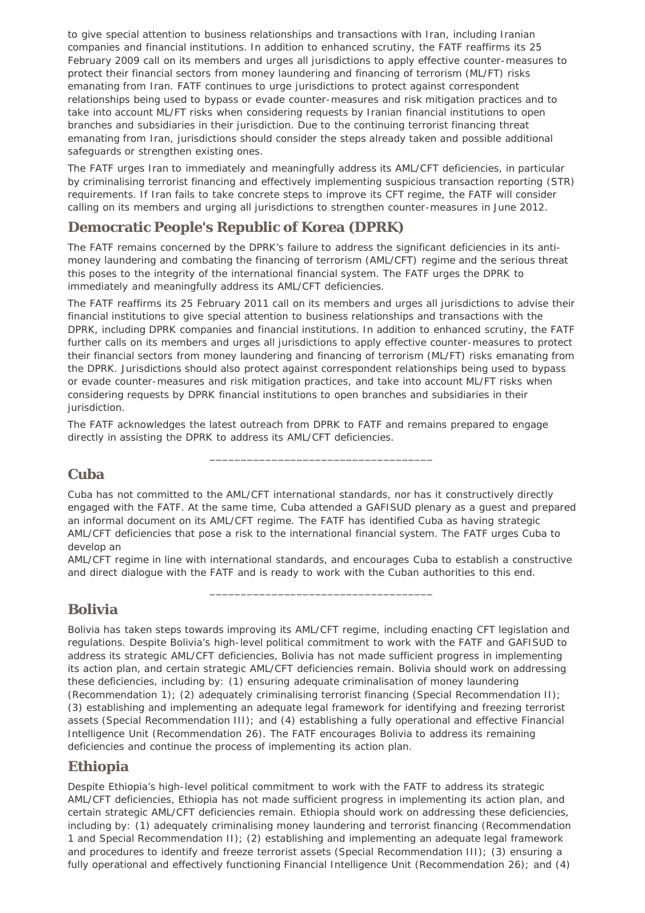to give special attention to business relationships and transactions with Iran, including Iranian companies and financial institutions. In addition to enhanced scrutiny, the FATF reaffirms its 25 February 2009 call on its members and urges all jurisdictions to apply effective counter-measures to protect their financial sectors from money laundering and financing of terrorism (ML/FT) risks emanating from Iran. FATF continues to urge jurisdictions to protect against correspondent relationships being used to bypass or evade counter-measures and risk mitigation practices and to take into account ML/FT risks when considering requests by Iranian financial institutions to open branches and subsidiaries in their jurisdiction. Due to the continuing terrorist financing threat emanating from Iran, jurisdictions should consider the steps already taken and possible additional safeguards or strengthen existing ones.

The FATF urges Iran to immediately and meaningfully address its AML/CFT deficiencies, in particular by criminalising terrorist financing and effectively implementing suspicious transaction reporting (STR) requirements. If Iran fails to take concrete steps to improve its CFT regime, the FATF will consider calling on its members and urging all jurisdictions to strengthen counter-measures in June 2012.

## Democratic People's Republic of Korea (DPRK)

The FATF remains concerned by the DPRK's failure to address the significant deficiencies in its anti-money laundering and combating the financing of terrorism (AML/CFT) regime and the serious threat this poses to the integrity of the international financial system. The FATF urges the DPRK to immediately and meaningfully address its AML/CFT deficiencies.

The FATF reaffirms its 25 February 2011 call on its members and urges all jurisdictions to advise their financial institutions to give special attention to business relationships and transactions with the DPRK, including DPRK companies and financial institutions. In addition to enhanced scrutiny, the FATF further calls on its members and urges all jurisdictions to apply effective counter-measures to protect their financial sectors from money laundering and financing of terrorism (ML/FT) risks emanating from the DPRK. Jurisdictions should also protect against correspondent relationships being used to bypass or evade counter-measures and risk mitigation practices, and take into account ML/FT risks when considering requests by DPRK financial institutions to open branches and subsidiaries in their jurisdiction.

The FATF acknowledges the latest outreach from DPRK to FATF and remains prepared to engage directly in assisting the DPRK to address its AML/CFT deficiencies.

---

## Cuba

Cuba has not committed to the AML/CFT international standards, nor has it constructively directly engaged with the FATF. At the same time, Cuba attended a GAFISUD plenary as a guest and prepared an informal document on its AML/CFT regime. The FATF has identified Cuba as having strategic AML/CFT deficiencies that pose a risk to the international financial system. The FATF urges Cuba to develop an AML/CFT regime in line with international standards, and encourages Cuba to establish a constructive and direct dialogue with the FATF and is ready to work with the Cuban authorities to this end.

---

## Bolivia

Bolivia has taken steps towards improving its AML/CFT regime, including enacting CFT legislation and regulations. Despite Bolivia's high-level political commitment to work with the FATF and GAFISUD to address its strategic AML/CFT deficiencies, Bolivia has not made sufficient progress in implementing its action plan, and certain strategic AML/CFT deficiencies remain. Bolivia should work on addressing these deficiencies, including by: (1) ensuring adequate criminalisation of money laundering (Recommendation 1); (2) adequately criminalising terrorist financing (Special Recommendation II); (3) establishing and implementing an adequate legal framework for identifying and freezing terrorist assets (Special Recommendation III); and (4) establishing a fully operational and effective Financial Intelligence Unit (Recommendation 26). The FATF encourages Bolivia to address its remaining deficiencies and continue the process of implementing its action plan.

## Ethiopia

Despite Ethiopia's high-level political commitment to work with the FATF to address its strategic AML/CFT deficiencies, Ethiopia has not made sufficient progress in implementing its action plan, and certain strategic AML/CFT deficiencies remain. Ethiopia should work on addressing these deficiencies, including by: (1) adequately criminalising money laundering and terrorist financing (Recommendation 1 and Special Recommendation II); (2) establishing and implementing an adequate legal framework and procedures to identify and freeze terrorist assets (Special Recommendation III); (3) ensuring a fully operational and effectively functioning Financial Intelligence Unit (Recommendation 26); and (4)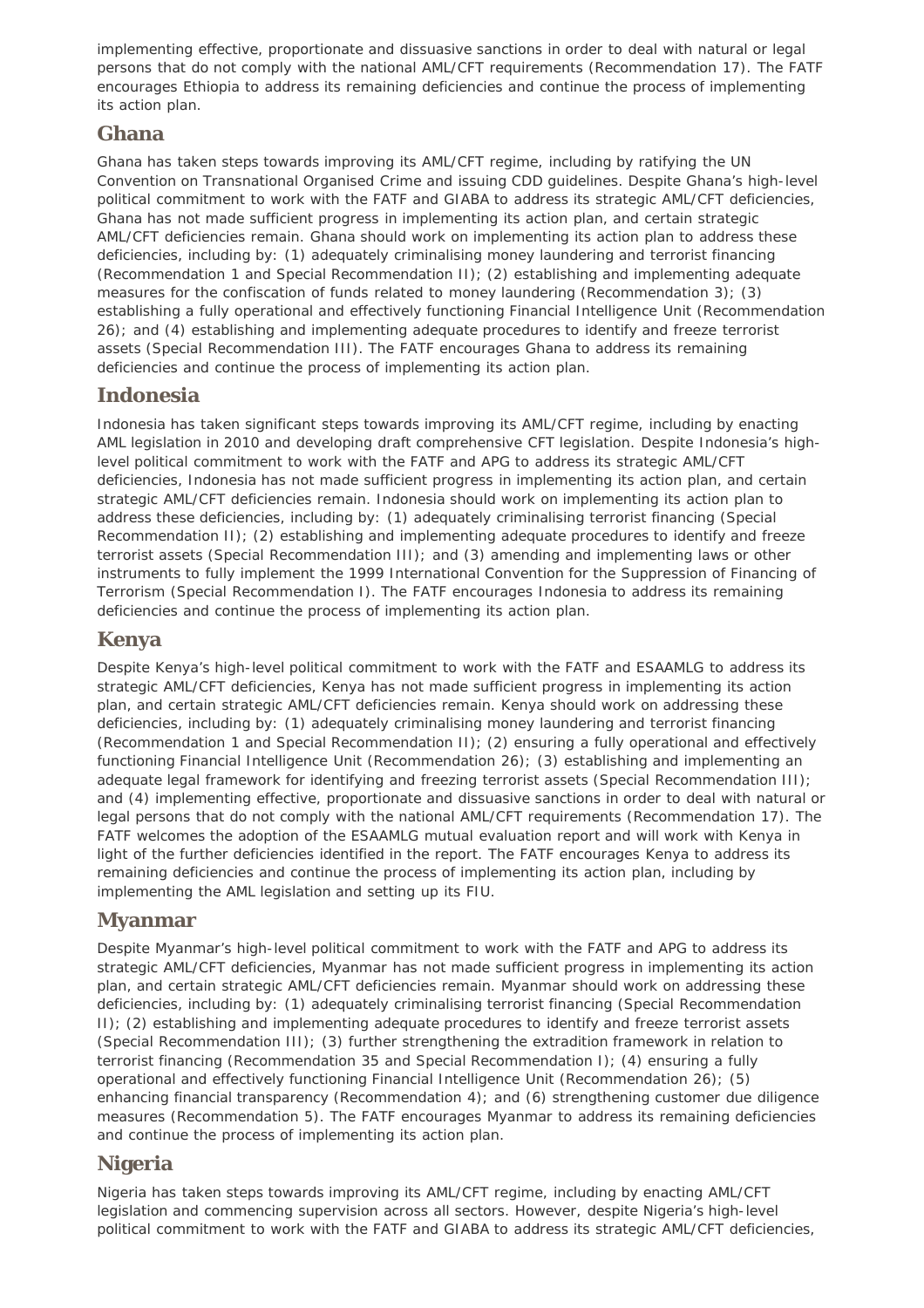implementing effective, proportionate and dissuasive sanctions in order to deal with natural or legal persons that do not comply with the national AML/CFT requirements (Recommendation 17). The FATF encourages Ethiopia to address its remaining deficiencies and continue the process of implementing its action plan.

## Ghana

Ghana has taken steps towards improving its AML/CFT regime, including by ratifying the UN Convention on Transnational Organised Crime and issuing CDD guidelines. Despite Ghana's high-level political commitment to work with the FATF and GIABA to address its strategic AML/CFT deficiencies, Ghana has not made sufficient progress in implementing its action plan, and certain strategic AML/CFT deficiencies remain. Ghana should work on implementing its action plan to address these deficiencies, including by: (1) adequately criminalising money laundering and terrorist financing (Recommendation 1 and Special Recommendation II); (2) establishing and implementing adequate measures for the confiscation of funds related to money laundering (Recommendation 3); (3) establishing a fully operational and effectively functioning Financial Intelligence Unit (Recommendation 26); and (4) establishing and implementing adequate procedures to identify and freeze terrorist assets (Special Recommendation III). The FATF encourages Ghana to address its remaining deficiencies and continue the process of implementing its action plan.

## Indonesia

Indonesia has taken significant steps towards improving its AML/CFT regime, including by enacting AML legislation in 2010 and developing draft comprehensive CFT legislation. Despite Indonesia's high-level political commitment to work with the FATF and APG to address its strategic AML/CFT deficiencies, Indonesia has not made sufficient progress in implementing its action plan, and certain strategic AML/CFT deficiencies remain. Indonesia should work on implementing its action plan to address these deficiencies, including by: (1) adequately criminalising terrorist financing (Special Recommendation II); (2) establishing and implementing adequate procedures to identify and freeze terrorist assets (Special Recommendation III); and (3) amending and implementing laws or other instruments to fully implement the 1999 International Convention for the Suppression of Financing of Terrorism (Special Recommendation I). The FATF encourages Indonesia to address its remaining deficiencies and continue the process of implementing its action plan.

## Kenya

Despite Kenya's high-level political commitment to work with the FATF and ESAAMLG to address its strategic AML/CFT deficiencies, Kenya has not made sufficient progress in implementing its action plan, and certain strategic AML/CFT deficiencies remain. Kenya should work on addressing these deficiencies, including by: (1) adequately criminalising money laundering and terrorist financing (Recommendation 1 and Special Recommendation II); (2) ensuring a fully operational and effectively functioning Financial Intelligence Unit (Recommendation 26); (3) establishing and implementing an adequate legal framework for identifying and freezing terrorist assets (Special Recommendation III); and (4) implementing effective, proportionate and dissuasive sanctions in order to deal with natural or legal persons that do not comply with the national AML/CFT requirements (Recommendation 17). The FATF welcomes the adoption of the ESAAMLG mutual evaluation report and will work with Kenya in light of the further deficiencies identified in the report. The FATF encourages Kenya to address its remaining deficiencies and continue the process of implementing its action plan, including by implementing the AML legislation and setting up its FIU.

## Myanmar

Despite Myanmar's high-level political commitment to work with the FATF and APG to address its strategic AML/CFT deficiencies, Myanmar has not made sufficient progress in implementing its action plan, and certain strategic AML/CFT deficiencies remain. Myanmar should work on addressing these deficiencies, including by: (1) adequately criminalising terrorist financing (Special Recommendation II); (2) establishing and implementing adequate procedures to identify and freeze terrorist assets (Special Recommendation III); (3) further strengthening the extradition framework in relation to terrorist financing (Recommendation 35 and Special Recommendation I); (4) ensuring a fully operational and effectively functioning Financial Intelligence Unit (Recommendation 26); (5) enhancing financial transparency (Recommendation 4); and (6) strengthening customer due diligence measures (Recommendation 5). The FATF encourages Myanmar to address its remaining deficiencies and continue the process of implementing its action plan.

## Nigeria

Nigeria has taken steps towards improving its AML/CFT regime, including by enacting AML/CFT legislation and commencing supervision across all sectors. However, despite Nigeria's high-level political commitment to work with the FATF and GIABA to address its strategic AML/CFT deficiencies,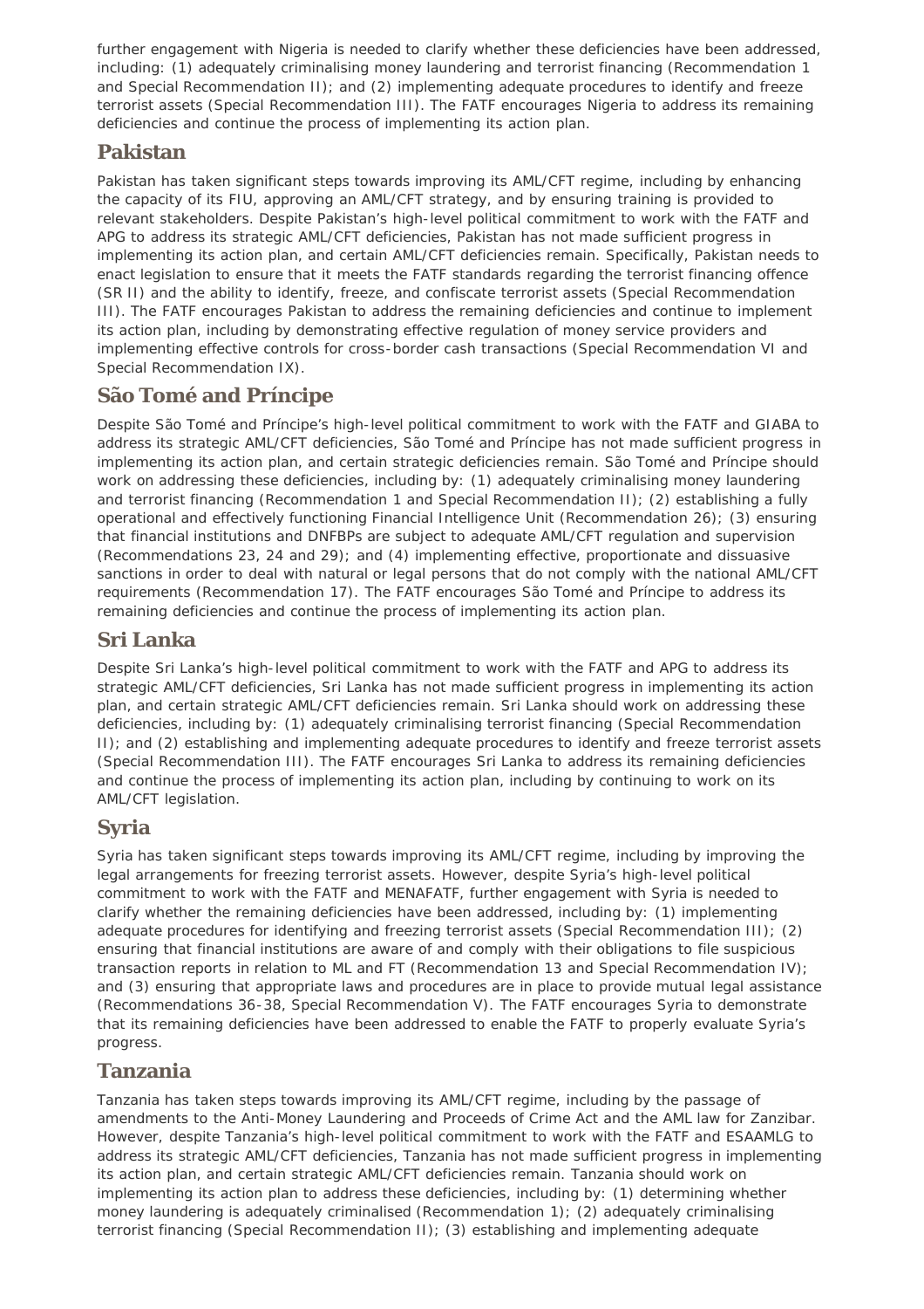further engagement with Nigeria is needed to clarify whether these deficiencies have been addressed, including: (1) adequately criminalising money laundering and terrorist financing (Recommendation 1 and Special Recommendation II); and (2) implementing adequate procedures to identify and freeze terrorist assets (Special Recommendation III). The FATF encourages Nigeria to address its remaining deficiencies and continue the process of implementing its action plan.

## Pakistan

Pakistan has taken significant steps towards improving its AML/CFT regime, including by enhancing the capacity of its FIU, approving an AML/CFT strategy, and by ensuring training is provided to relevant stakeholders. Despite Pakistan's high-level political commitment to work with the FATF and APG to address its strategic AML/CFT deficiencies, Pakistan has not made sufficient progress in implementing its action plan, and certain AML/CFT deficiencies remain. Specifically, Pakistan needs to enact legislation to ensure that it meets the FATF standards regarding the terrorist financing offence (SR II) and the ability to identify, freeze, and confiscate terrorist assets (Special Recommendation III). The FATF encourages Pakistan to address the remaining deficiencies and continue to implement its action plan, including by demonstrating effective regulation of money service providers and implementing effective controls for cross-border cash transactions (Special Recommendation VI and Special Recommendation IX).

## São Tomé and Príncipe

Despite São Tomé and Príncipe's high-level political commitment to work with the FATF and GIABA to address its strategic AML/CFT deficiencies, São Tomé and Príncipe has not made sufficient progress in implementing its action plan, and certain strategic deficiencies remain. São Tomé and Príncipe should work on addressing these deficiencies, including by: (1) adequately criminalising money laundering and terrorist financing (Recommendation 1 and Special Recommendation II); (2) establishing a fully operational and effectively functioning Financial Intelligence Unit (Recommendation 26); (3) ensuring that financial institutions and DNFBPs are subject to adequate AML/CFT regulation and supervision (Recommendations 23, 24 and 29); and (4) implementing effective, proportionate and dissuasive sanctions in order to deal with natural or legal persons that do not comply with the national AML/CFT requirements (Recommendation 17). The FATF encourages São Tomé and Príncipe to address its remaining deficiencies and continue the process of implementing its action plan.

## Sri Lanka

Despite Sri Lanka's high-level political commitment to work with the FATF and APG to address its strategic AML/CFT deficiencies, Sri Lanka has not made sufficient progress in implementing its action plan, and certain strategic AML/CFT deficiencies remain. Sri Lanka should work on addressing these deficiencies, including by: (1) adequately criminalising terrorist financing (Special Recommendation II); and (2) establishing and implementing adequate procedures to identify and freeze terrorist assets (Special Recommendation III). The FATF encourages Sri Lanka to address its remaining deficiencies and continue the process of implementing its action plan, including by continuing to work on its AML/CFT legislation.

## Syria

Syria has taken significant steps towards improving its AML/CFT regime, including by improving the legal arrangements for freezing terrorist assets. However, despite Syria's high-level political commitment to work with the FATF and MENAFATF, further engagement with Syria is needed to clarify whether the remaining deficiencies have been addressed, including by: (1) implementing adequate procedures for identifying and freezing terrorist assets (Special Recommendation III); (2) ensuring that financial institutions are aware of and comply with their obligations to file suspicious transaction reports in relation to ML and FT (Recommendation 13 and Special Recommendation IV); and (3) ensuring that appropriate laws and procedures are in place to provide mutual legal assistance (Recommendations 36-38, Special Recommendation V). The FATF encourages Syria to demonstrate that its remaining deficiencies have been addressed to enable the FATF to properly evaluate Syria's progress.

## Tanzania

Tanzania has taken steps towards improving its AML/CFT regime, including by the passage of amendments to the Anti-Money Laundering and Proceeds of Crime Act and the AML law for Zanzibar. However, despite Tanzania's high-level political commitment to work with the FATF and ESAAMLG to address its strategic AML/CFT deficiencies, Tanzania has not made sufficient progress in implementing its action plan, and certain strategic AML/CFT deficiencies remain. Tanzania should work on implementing its action plan to address these deficiencies, including by: (1) determining whether money laundering is adequately criminalised (Recommendation 1); (2) adequately criminalising terrorist financing (Special Recommendation II); (3) establishing and implementing adequate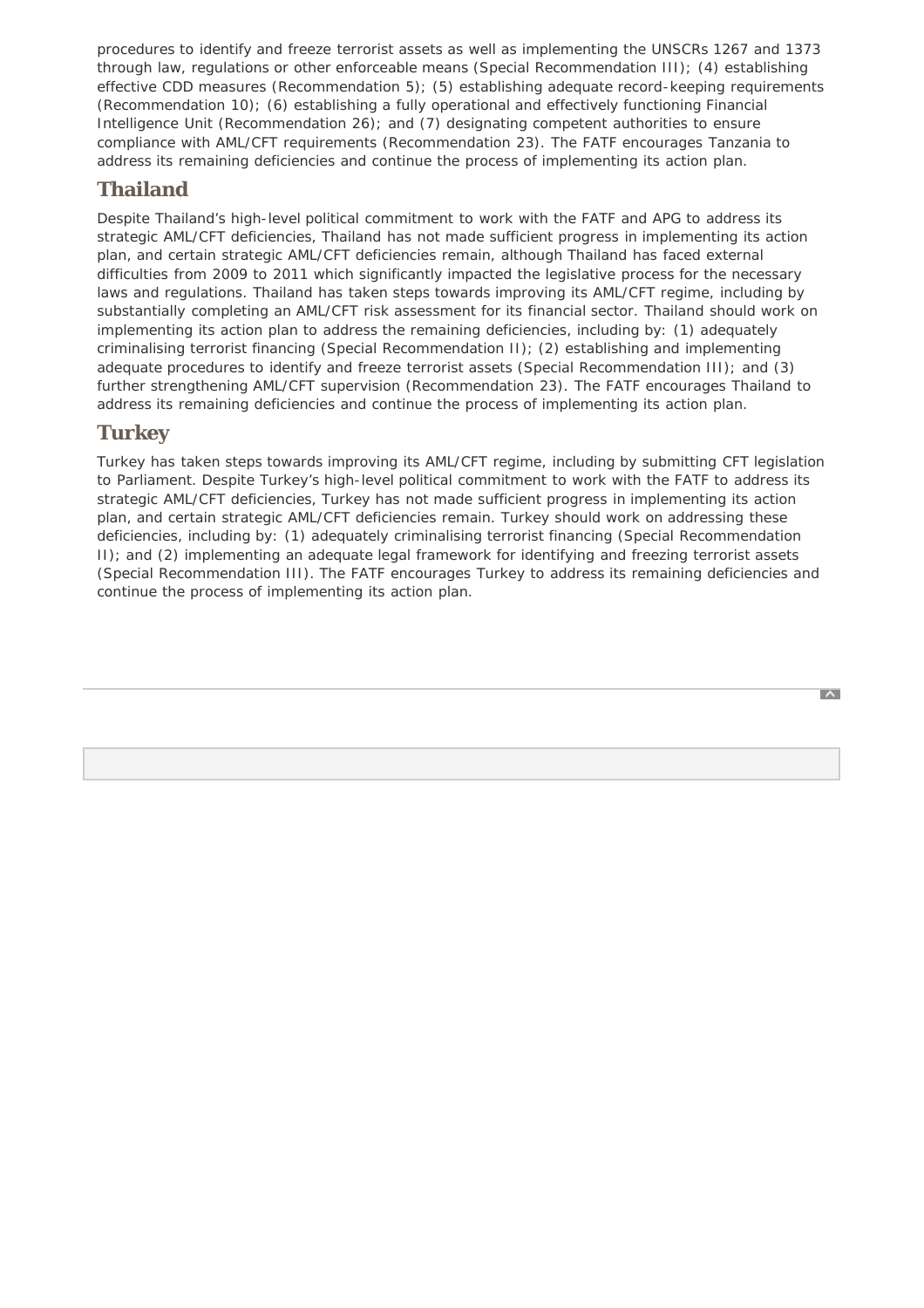procedures to identify and freeze terrorist assets as well as implementing the UNSCRs 1267 and 1373 through law, regulations or other enforceable means (Special Recommendation III); (4) establishing effective CDD measures (Recommendation 5); (5) establishing adequate record-keeping requirements (Recommendation 10); (6) establishing a fully operational and effectively functioning Financial Intelligence Unit (Recommendation 26); and (7) designating competent authorities to ensure compliance with AML/CFT requirements (Recommendation 23). The FATF encourages Tanzania to address its remaining deficiencies and continue the process of implementing its action plan.

## Thailand

Despite Thailand's high-level political commitment to work with the FATF and APG to address its strategic AML/CFT deficiencies, Thailand has not made sufficient progress in implementing its action plan, and certain strategic AML/CFT deficiencies remain, although Thailand has faced external difficulties from 2009 to 2011 which significantly impacted the legislative process for the necessary laws and regulations. Thailand has taken steps towards improving its AML/CFT regime, including by substantially completing an AML/CFT risk assessment for its financial sector. Thailand should work on implementing its action plan to address the remaining deficiencies, including by: (1) adequately criminalising terrorist financing (Special Recommendation II); (2) establishing and implementing adequate procedures to identify and freeze terrorist assets (Special Recommendation III); and (3) further strengthening AML/CFT supervision (Recommendation 23). The FATF encourages Thailand to address its remaining deficiencies and continue the process of implementing its action plan.

## Turkey

Turkey has taken steps towards improving its AML/CFT regime, including by submitting CFT legislation to Parliament. Despite Turkey's high-level political commitment to work with the FATF to address its strategic AML/CFT deficiencies, Turkey has not made sufficient progress in implementing its action plan, and certain strategic AML/CFT deficiencies remain. Turkey should work on addressing these deficiencies, including by: (1) adequately criminalising terrorist financing (Special Recommendation II); and (2) implementing an adequate legal framework for identifying and freezing terrorist assets (Special Recommendation III). The FATF encourages Turkey to address its remaining deficiencies and continue the process of implementing its action plan.